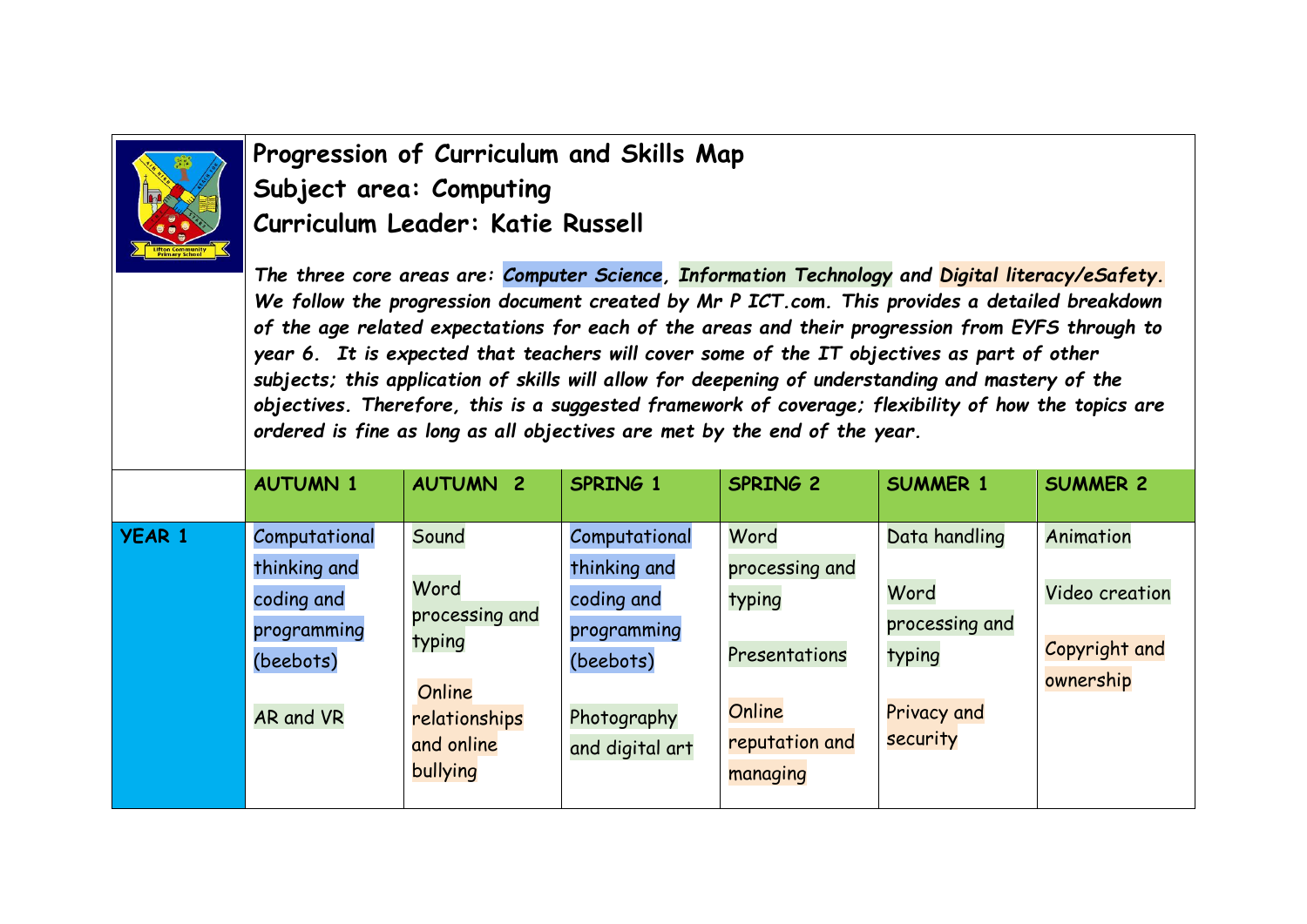# Progression of Curriculum and Skills Map
## Subject area: Computing
## Curriculum Leader: Katie Russell

***The three core areas are: Computer Science, Information Technology and Digital literacy/eSafety. We follow the progression document created by Mr P ICT.com. This provides a detailed breakdown of the age related expectations for each of the areas and their progression from EYFS through to year 6. It is expected that teachers will cover some of the IT objectives as part of other subjects; this application of skills will allow for deepening of understanding and mastery of the objectives. Therefore, this is a suggested framework of coverage; flexibility of how the topics are ordered is fine as long as all objectives are met by the end of the year.***

| | AUTUMN 1 | AUTUMN 2 | SPRING 1 | SPRING 2 | SUMMER 1 | SUMMER 2 |
|---|---|---|---|---|---|---|
| YEAR 1 | Computational thinking and coding and programming (beebots)<br><br>AR and VR | Sound<br><br>Word processing and typing<br><br>Online relationships and online bullying | Computational thinking and coding and programming (beebots)<br><br>Photography and digital art | Word processing and typing<br><br>Presentations<br><br>Online reputation and managing | Data handling<br><br>Word processing and typing<br><br>Privacy and security | Animation<br><br>Video creation<br><br>Copyright and ownership |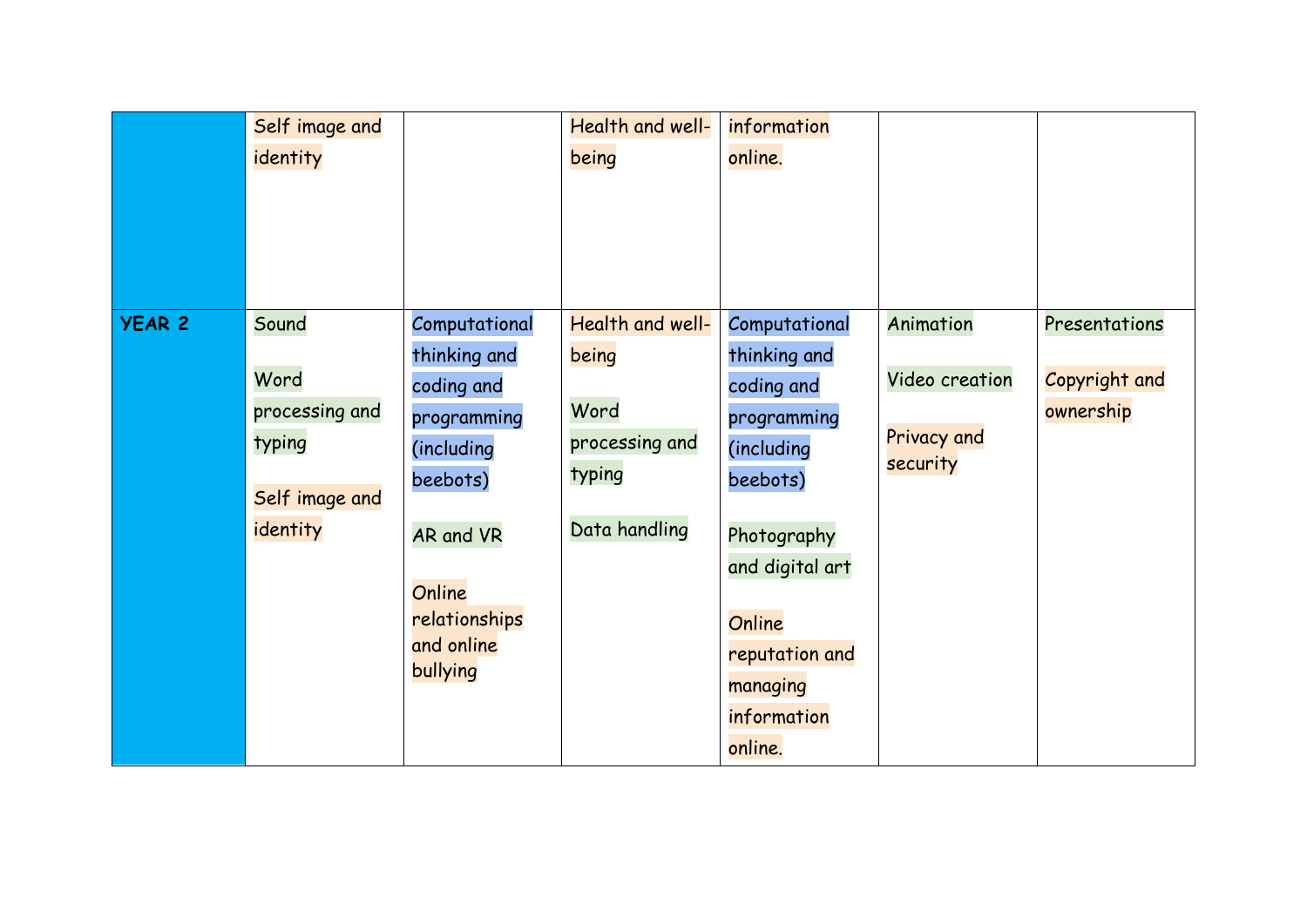| | | | | | | |
|---|---|---|---|---|---|---|
| | Self image and identity | | Health and well-being | information online. | | |
| **YEAR 2** | Sound<br><br>Word processing and typing<br><br>Self image and identity | Computational thinking and coding and programming (including beebots)<br><br>AR and VR<br><br>Online relationships and online bullying | Health and well-being<br><br>Word processing and typing<br><br>Data handling | Computational thinking and coding and programming (including beebots)<br><br>Photography and digital art<br><br>Online reputation and managing information online. | Animation<br><br>Video creation<br><br>Privacy and security | Presentations<br><br>Copyright and ownership |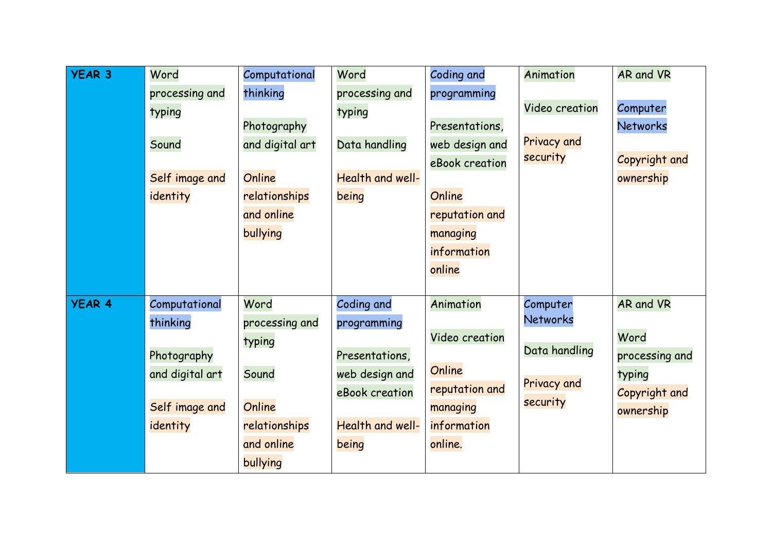| | | | | | | |
|---|---|---|---|---|---|---|
| **YEAR 3** | Word processing and typing<br><br>Sound<br><br>Self image and identity | Computational thinking<br><br>Photography and digital art<br><br>Online relationships and online bullying | Word processing and typing<br><br>Data handling<br><br>Health and well-being | Coding and programming<br><br>Presentations, web design and eBook creation<br><br>Online reputation and managing information online | Animation<br><br>Video creation<br><br>Privacy and security | AR and VR<br><br>Computer Networks<br><br>Copyright and ownership |
| **YEAR 4** | Computational thinking<br><br>Photography and digital art<br><br>Self image and identity | Word processing and typing<br><br>Sound<br><br>Online relationships and online bullying | Coding and programming<br><br>Presentations, web design and eBook creation<br><br>Health and well-being | Animation<br><br>Video creation<br><br>Online reputation and managing information online. | Computer Networks<br><br>Data handling<br><br>Privacy and security | AR and VR<br><br>Word processing and typing<br>Copyright and ownership |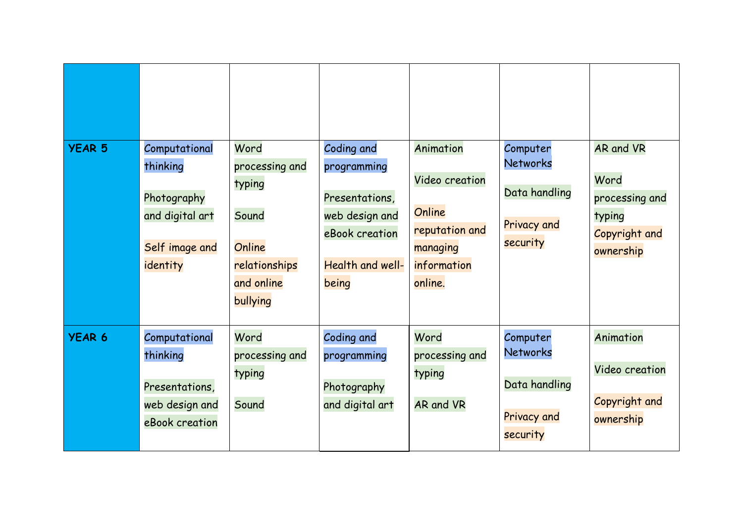| | | | | | | |
|---|---|---|---|---|---|---|
| **YEAR 5** | Computational thinking<br><br>Photography and digital art<br><br>Self image and identity | Word processing and typing<br><br>Sound<br><br>Online relationships and online bullying | Coding and programming<br><br>Presentations, web design and eBook creation<br><br>Health and well-being | Animation<br><br>Video creation<br><br>Online reputation and managing information online. | Computer Networks<br><br>Data handling<br><br>Privacy and security | AR and VR<br><br>Word processing and typing<br>Copyright and ownership |
| **YEAR 6** | Computational thinking<br><br>Presentations, web design and eBook creation | Word processing and typing<br><br>Sound | Coding and programming<br><br>Photography and digital art | Word processing and typing<br><br>AR and VR | Computer Networks<br><br>Data handling<br><br>Privacy and security | Animation<br><br>Video creation<br><br>Copyright and ownership |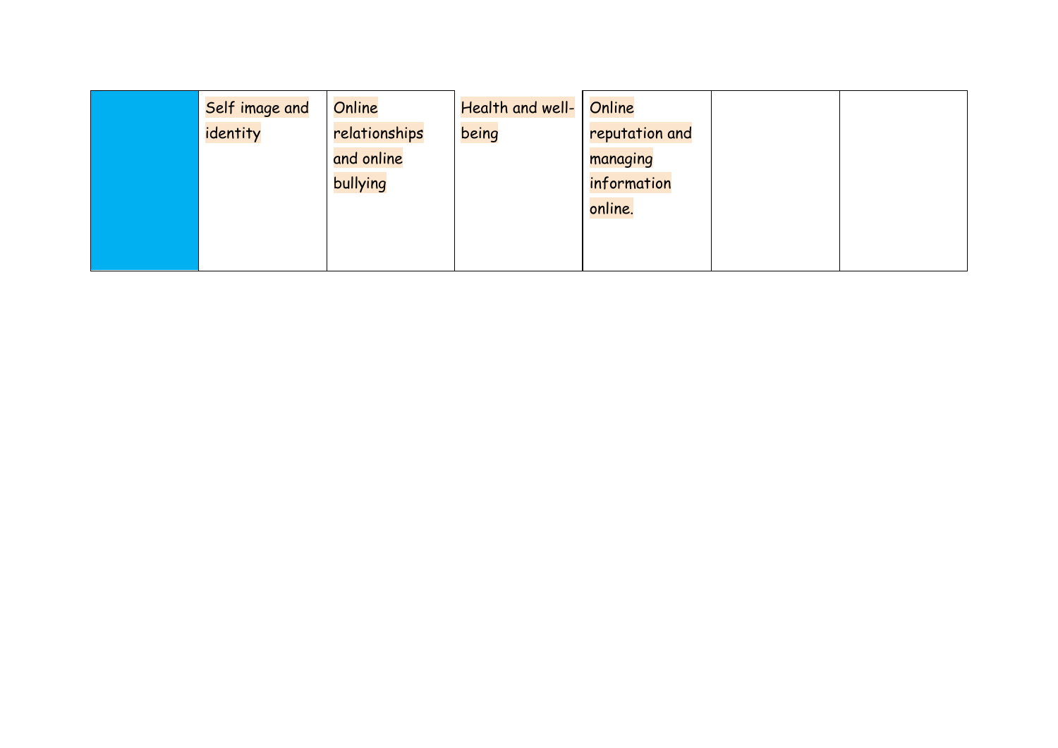| | | | | | | |
|---|---|---|---|---|---|---|
| | Self image and identity | Online relationships and online bullying | Health and well-being | Online reputation and managing information online. | | |